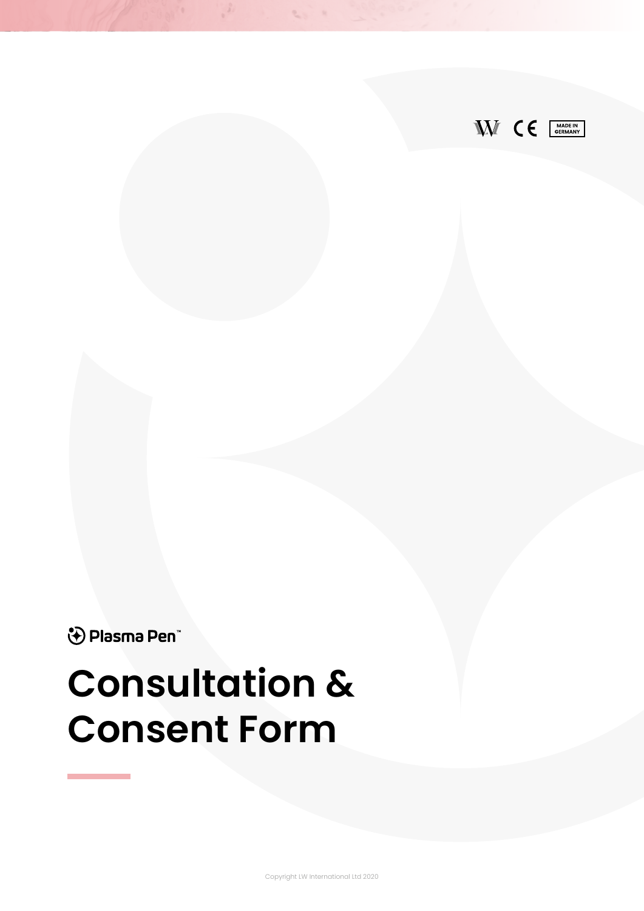MADE IN GERMANY

Plasma Pen™

# Consultation & Consent Form

Copyright LW International Ltd 2020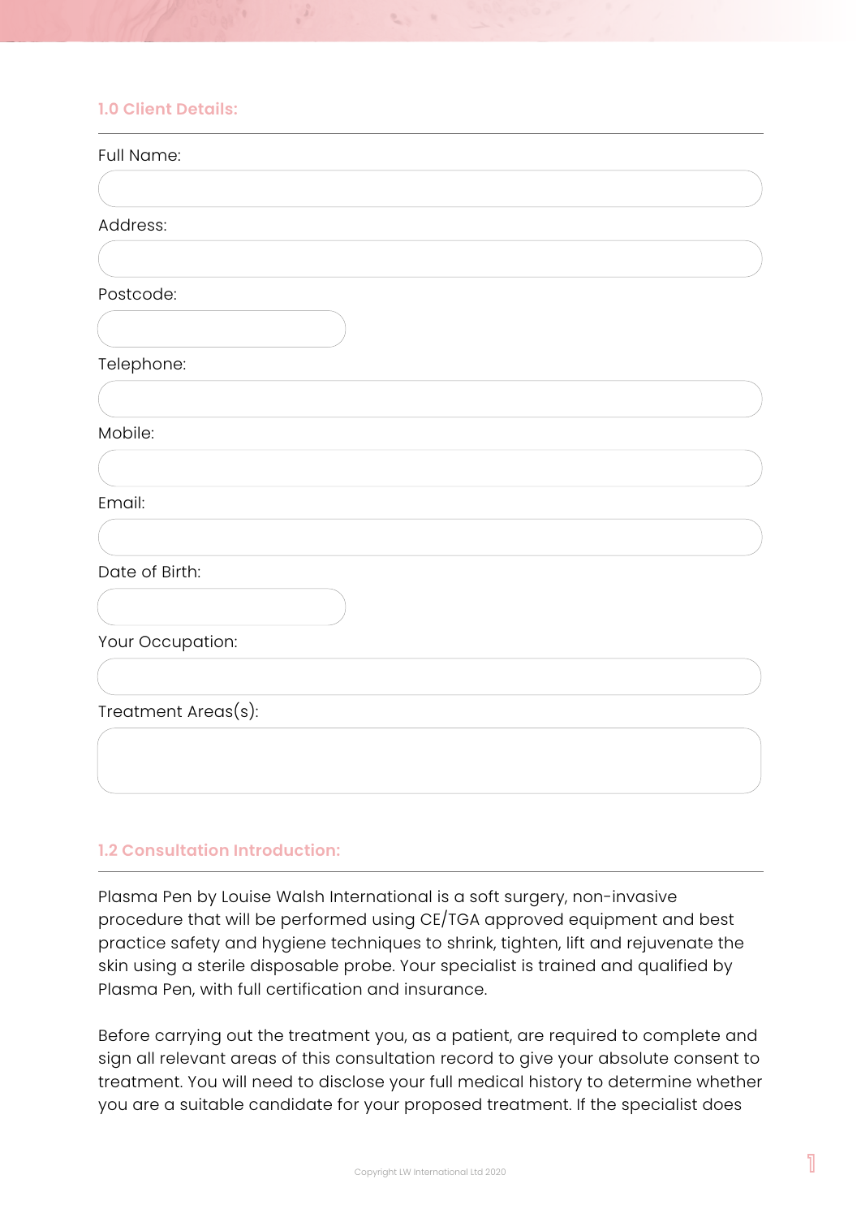## 1.0 Client Details:

Full Name:

Address:

Postcode:

Telephone:

Mobile:

Email:

Date of Birth:

Your Occupation:

Treatment Areas(s):

## 1.2 Consultation Introduction:

Plasma Pen by Louise Walsh International is a soft surgery, non-invasive procedure that will be performed using CE/TGA approved equipment and best practice safety and hygiene techniques to shrink, tighten, lift and rejuvenate the skin using a sterile disposable probe. Your specialist is trained and qualified by Plasma Pen, with full certification and insurance.

Before carrying out the treatment you, as a patient, are required to complete and sign all relevant areas of this consultation record to give your absolute consent to treatment. You will need to disclose your full medical history to determine whether you are a suitable candidate for your proposed treatment. If the specialist does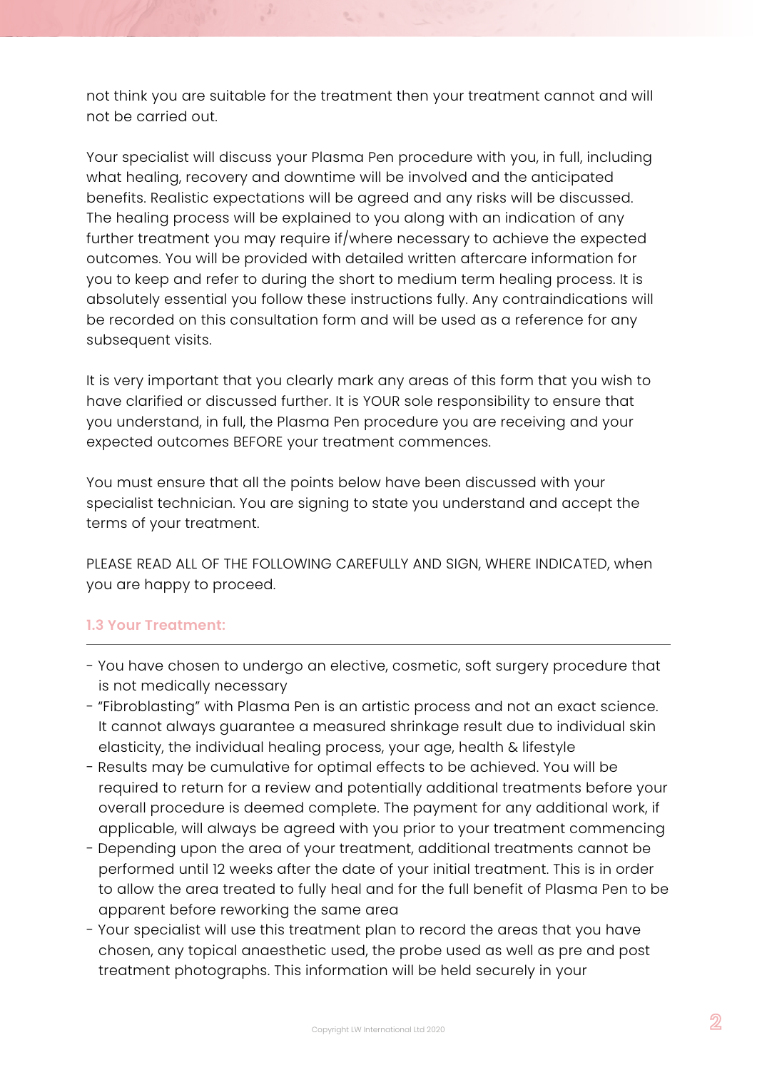not think you are suitable for the treatment then your treatment cannot and will not be carried out.

Your specialist will discuss your Plasma Pen procedure with you, in full, including what healing, recovery and downtime will be involved and the anticipated benefits. Realistic expectations will be agreed and any risks will be discussed. The healing process will be explained to you along with an indication of any further treatment you may require if/where necessary to achieve the expected outcomes. You will be provided with detailed written aftercare information for you to keep and refer to during the short to medium term healing process. It is absolutely essential you follow these instructions fully. Any contraindications will be recorded on this consultation form and will be used as a reference for any subsequent visits.

It is very important that you clearly mark any areas of this form that you wish to have clarified or discussed further. It is YOUR sole responsibility to ensure that you understand, in full, the Plasma Pen procedure you are receiving and your expected outcomes BEFORE your treatment commences.

You must ensure that all the points below have been discussed with your specialist technician. You are signing to state you understand and accept the terms of your treatment.

PLEASE READ ALL OF THE FOLLOWING CAREFULLY AND SIGN, WHERE INDICATED, when you are happy to proceed.

### 1.3 Your Treatment:

- You have chosen to undergo an elective, cosmetic, soft surgery procedure that is not medically necessary
- "Fibroblasting" with Plasma Pen is an artistic process and not an exact science. It cannot always guarantee a measured shrinkage result due to individual skin elasticity, the individual healing process, your age, health & lifestyle
- Results may be cumulative for optimal effects to be achieved. You will be required to return for a review and potentially additional treatments before your overall procedure is deemed complete. The payment for any additional work, if applicable, will always be agreed with you prior to your treatment commencing
- Depending upon the area of your treatment, additional treatments cannot be performed until 12 weeks after the date of your initial treatment. This is in order to allow the area treated to fully heal and for the full benefit of Plasma Pen to be apparent before reworking the same area
- Your specialist will use this treatment plan to record the areas that you have chosen, any topical anaesthetic used, the probe used as well as pre and post treatment photographs. This information will be held securely in your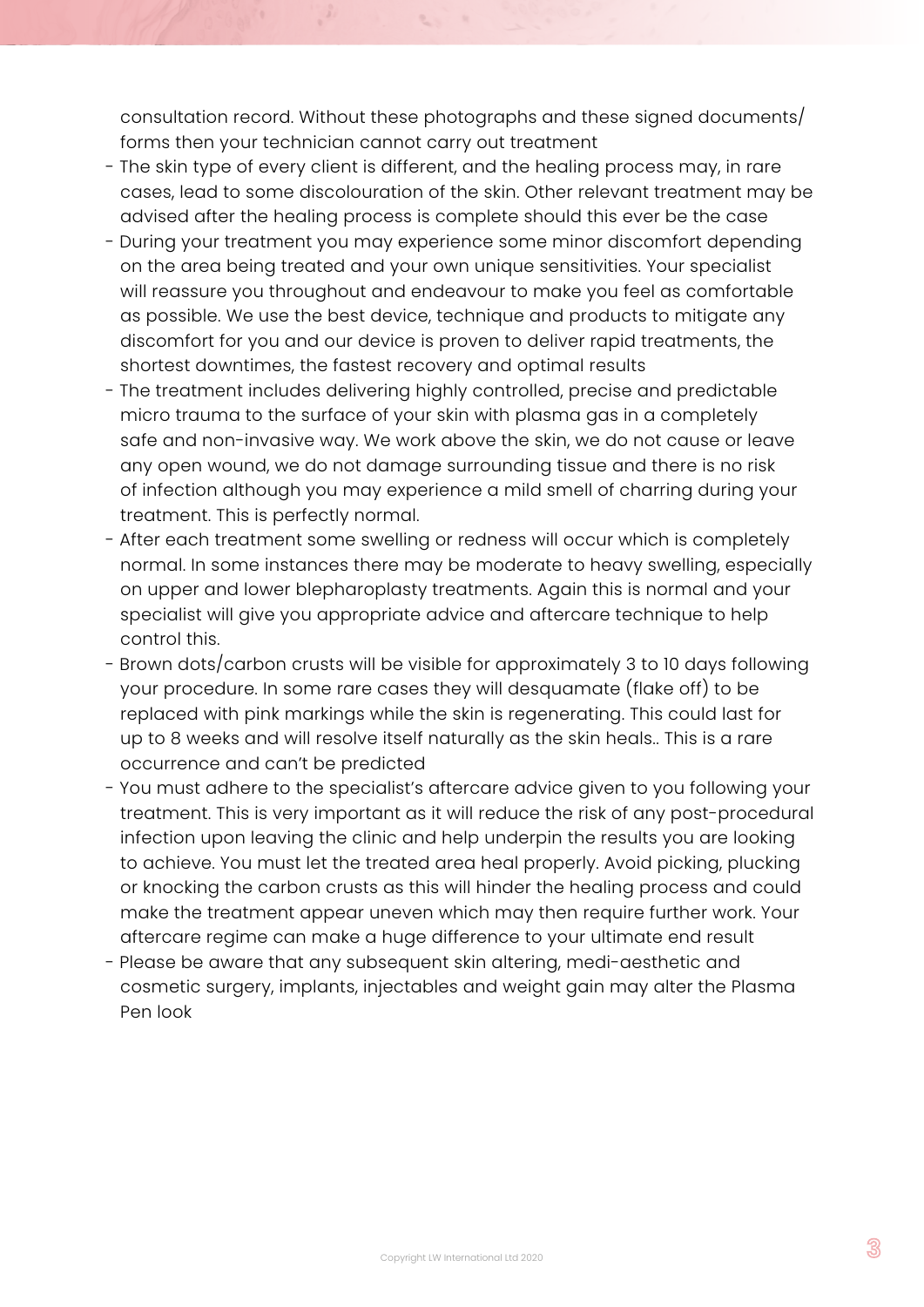consultation record. Without these photographs and these signed documents/ forms then your technician cannot carry out treatment

- The skin type of every client is different, and the healing process may, in rare cases, lead to some discolouration of the skin. Other relevant treatment may be advised after the healing process is complete should this ever be the case
- During your treatment you may experience some minor discomfort depending on the area being treated and your own unique sensitivities. Your specialist will reassure you throughout and endeavour to make you feel as comfortable as possible. We use the best device, technique and products to mitigate any discomfort for you and our device is proven to deliver rapid treatments, the shortest downtimes, the fastest recovery and optimal results
- The treatment includes delivering highly controlled, precise and predictable micro trauma to the surface of your skin with plasma gas in a completely safe and non-invasive way. We work above the skin, we do not cause or leave any open wound, we do not damage surrounding tissue and there is no risk of infection although you may experience a mild smell of charring during your treatment. This is perfectly normal.
- After each treatment some swelling or redness will occur which is completely normal. In some instances there may be moderate to heavy swelling, especially on upper and lower blepharoplasty treatments. Again this is normal and your specialist will give you appropriate advice and aftercare technique to help control this.
- Brown dots/carbon crusts will be visible for approximately 3 to 10 days following your procedure. In some rare cases they will desquamate (flake off) to be replaced with pink markings while the skin is regenerating. This could last for up to 8 weeks and will resolve itself naturally as the skin heals.. This is a rare occurrence and can't be predicted
- You must adhere to the specialist's aftercare advice given to you following your treatment. This is very important as it will reduce the risk of any post-procedural infection upon leaving the clinic and help underpin the results you are looking to achieve. You must let the treated area heal properly. Avoid picking, plucking or knocking the carbon crusts as this will hinder the healing process and could make the treatment appear uneven which may then require further work. Your aftercare regime can make a huge difference to your ultimate end result
- Please be aware that any subsequent skin altering, medi-aesthetic and cosmetic surgery, implants, injectables and weight gain may alter the Plasma Pen look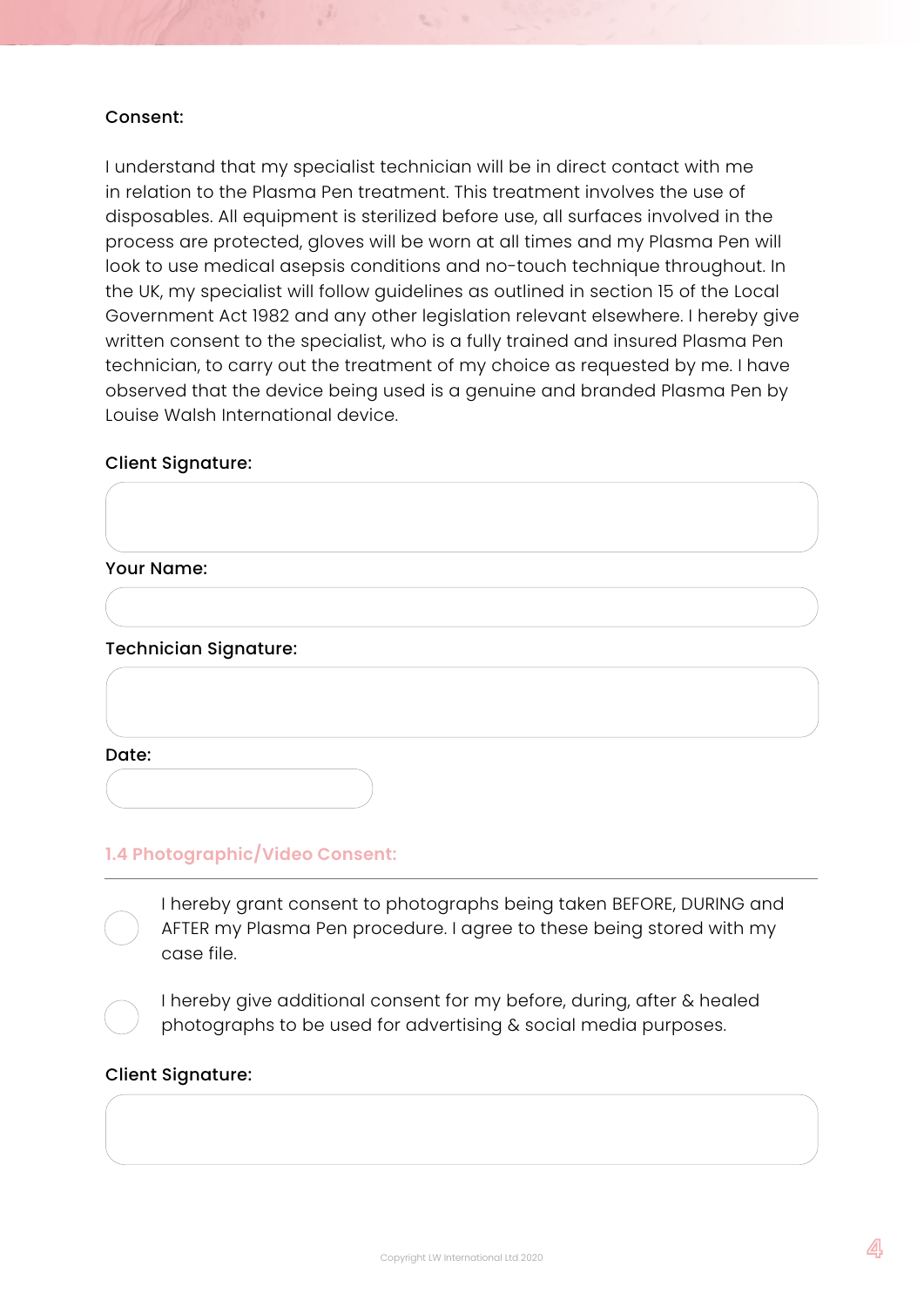**Consent:**

I understand that my specialist technician will be in direct contact with me in relation to the Plasma Pen treatment. This treatment involves the use of disposables. All equipment is sterilized before use, all surfaces involved in the process are protected, gloves will be worn at all times and my Plasma Pen will look to use medical asepsis conditions and no-touch technique throughout. In the UK, my specialist will follow guidelines as outlined in section 15 of the Local Government Act 1982 and any other legislation relevant elsewhere. I hereby give written consent to the specialist, who is a fully trained and insured Plasma Pen technician, to carry out the treatment of my choice as requested by me. I have observed that the device being used is a genuine and branded Plasma Pen by Louise Walsh International device.

**Client Signature:**

**Your Name:**

**Technician Signature:**

**Date:**

## 1.4 Photographic/Video Consent:

- [ ] I hereby grant consent to photographs being taken BEFORE, DURING and AFTER my Plasma Pen procedure. I agree to these being stored with my case file.
- [ ] I hereby give additional consent for my before, during, after & healed photographs to be used for advertising & social media purposes.

**Client Signature:**

Copyright LW International Ltd 2020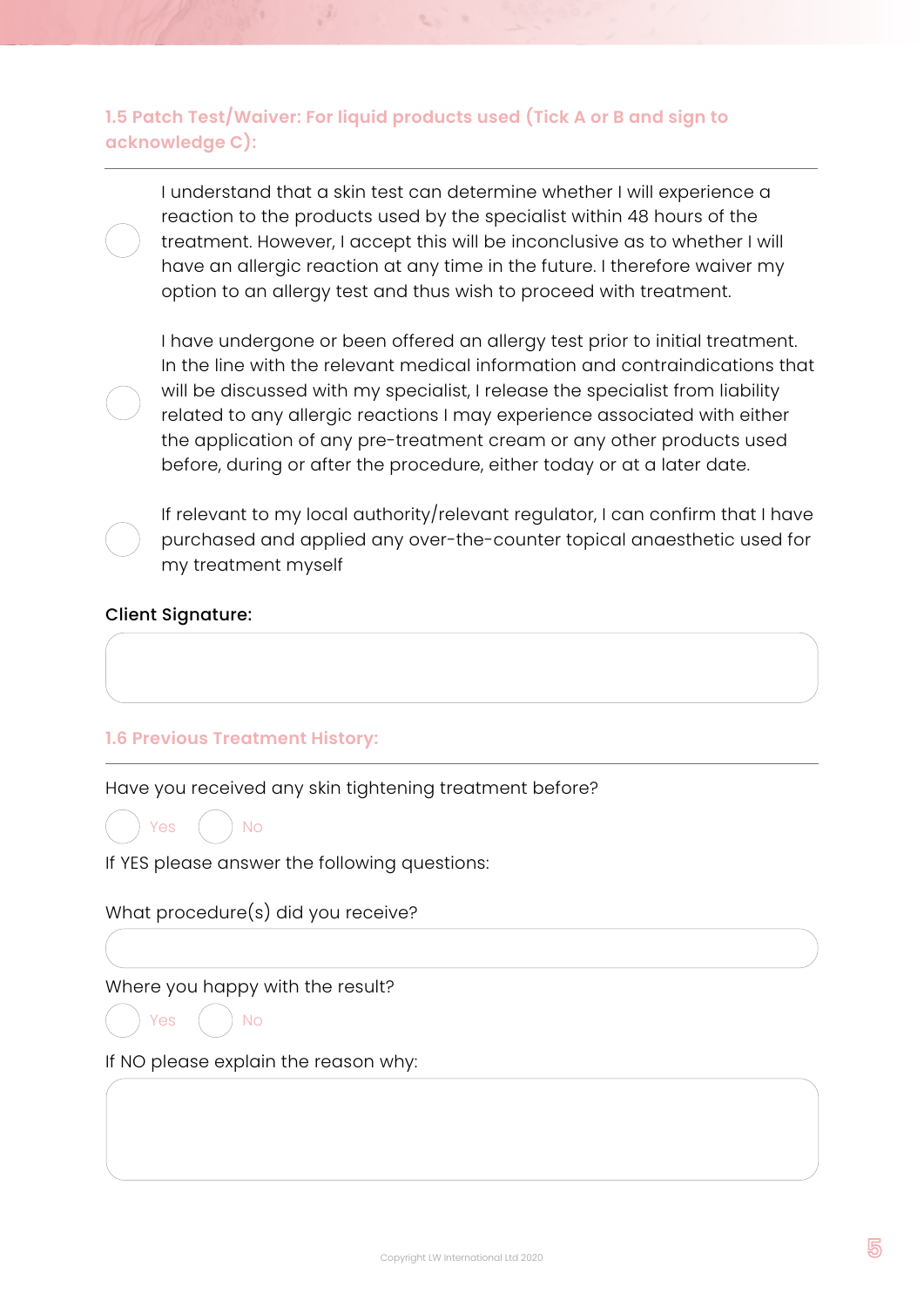### 1.5 Patch Test/Waiver: For liquid products used (Tick A or B and sign to acknowledge C):

- ◯ I understand that a skin test can determine whether I will experience a reaction to the products used by the specialist within 48 hours of the treatment. However, I accept this will be inconclusive as to whether I will have an allergic reaction at any time in the future. I therefore waiver my option to an allergy test and thus wish to proceed with treatment.

- ◯ I have undergone or been offered an allergy test prior to initial treatment. In the line with the relevant medical information and contraindications that will be discussed with my specialist, I release the specialist from liability related to any allergic reactions I may experience associated with either the application of any pre-treatment cream or any other products used before, during or after the procedure, either today or at a later date.

- ◯ If relevant to my local authority/relevant regulator, I can confirm that I have purchased and applied any over-the-counter topical anaesthetic used for my treatment myself

**Client Signature:**

______________________________

### 1.6 Previous Treatment History:

Have you received any skin tightening treatment before?

◯ Yes ◯ No

If YES please answer the following questions:

What procedure(s) did you receive?

______________________________

Where you happy with the result?

◯ Yes ◯ No

If NO please explain the reason why:

______________________________

Copyright LW International Ltd 2020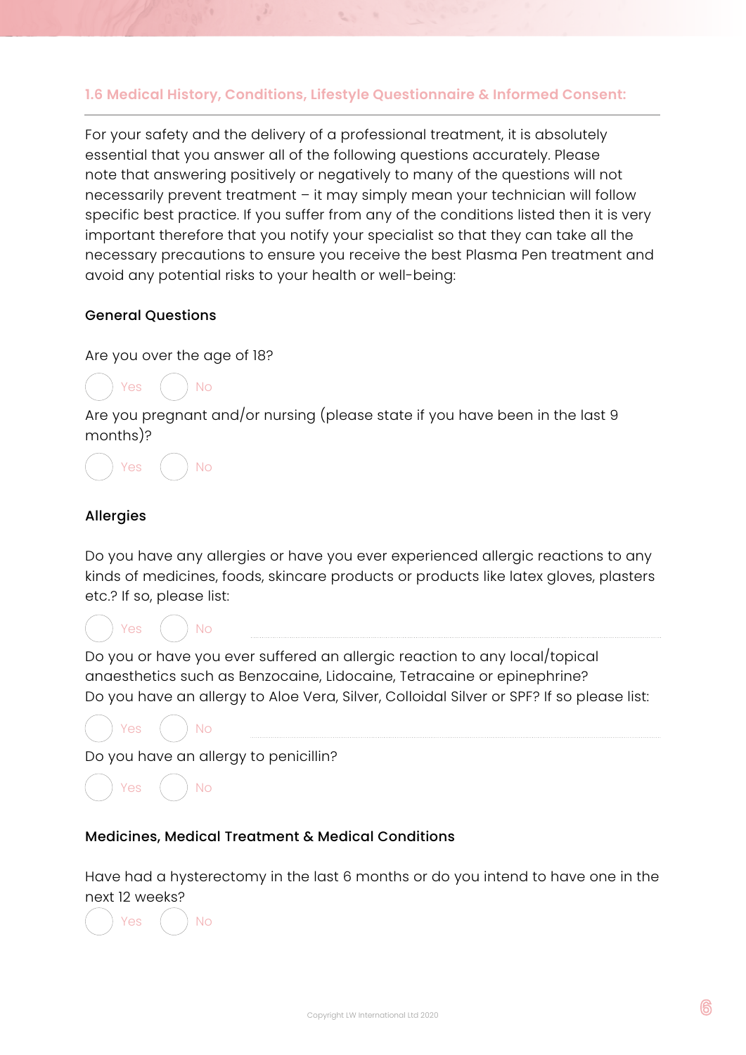## 1.6 Medical History, Conditions, Lifestyle Questionnaire & Informed Consent:

For your safety and the delivery of a professional treatment, it is absolutely essential that you answer all of the following questions accurately. Please note that answering positively or negatively to many of the questions will not necessarily prevent treatment – it may simply mean your technician will follow specific best practice. If you suffer from any of the conditions listed then it is very important therefore that you notify your specialist so that they can take all the necessary precautions to ensure you receive the best Plasma Pen treatment and avoid any potential risks to your health or well-being:

### General Questions

Are you over the age of 18?

○ Yes ○ No

Are you pregnant and/or nursing (please state if you have been in the last 9 months)?

○ Yes ○ No

### Allergies

Do you have any allergies or have you ever experienced allergic reactions to any kinds of medicines, foods, skincare products or products like latex gloves, plasters etc.? If so, please list:

○ Yes ○ No ..............................

Do you or have you ever suffered an allergic reaction to any local/topical anaesthetics such as Benzocaine, Lidocaine, Tetracaine or epinephrine?
Do you have an allergy to Aloe Vera, Silver, Colloidal Silver or SPF? If so please list:

○ Yes ○ No ..............................

Do you have an allergy to penicillin?

○ Yes ○ No

### Medicines, Medical Treatment & Medical Conditions

Have had a hysterectomy in the last 6 months or do you intend to have one in the next 12 weeks?

○ Yes ○ No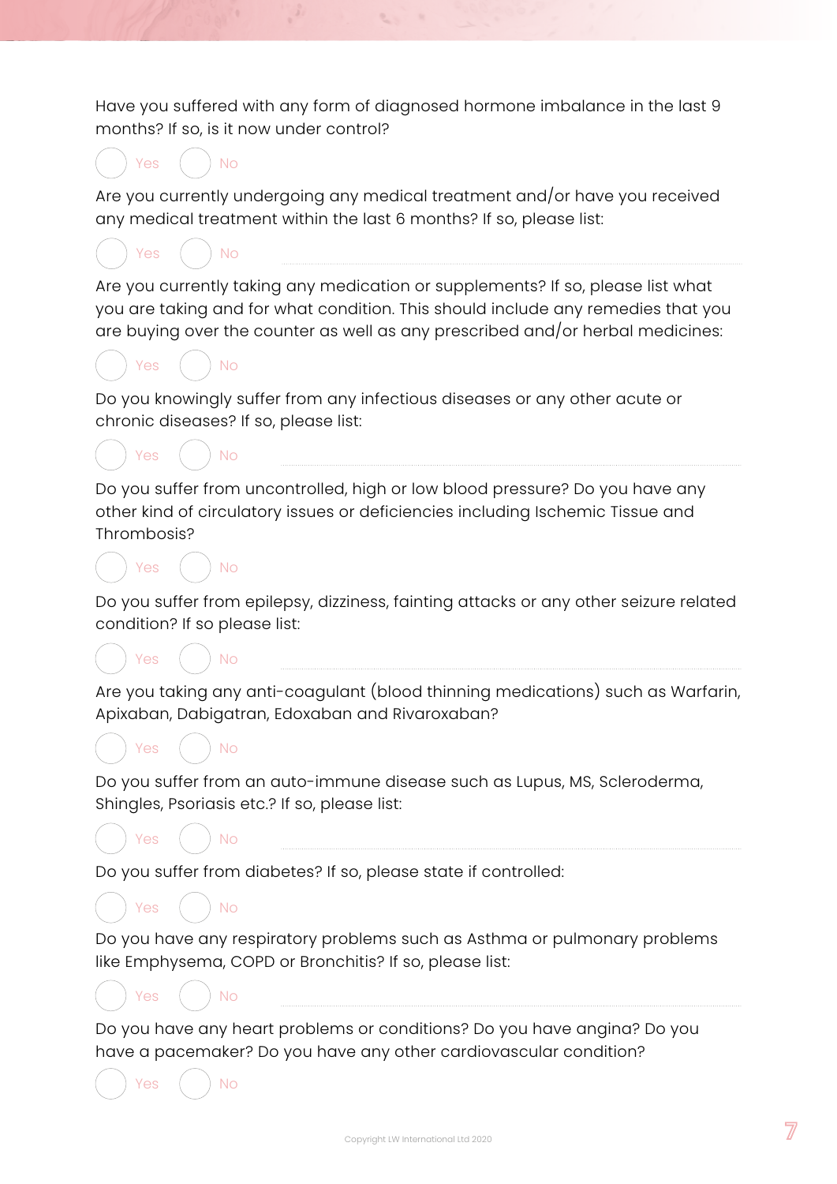Have you suffered with any form of diagnosed hormone imbalance in the last 9 months? If so, is it now under control?

( ) Yes ( ) No

Are you currently undergoing any medical treatment and/or have you received any medical treatment within the last 6 months? If so, please list:

( ) Yes ( ) No ______________________________

Are you currently taking any medication or supplements? If so, please list what you are taking and for what condition. This should include any remedies that you are buying over the counter as well as any prescribed and/or herbal medicines:

( ) Yes ( ) No

Do you knowingly suffer from any infectious diseases or any other acute or chronic diseases? If so, please list:

( ) Yes ( ) No ______________________________

Do you suffer from uncontrolled, high or low blood pressure? Do you have any other kind of circulatory issues or deficiencies including Ischemic Tissue and Thrombosis?

( ) Yes ( ) No

Do you suffer from epilepsy, dizziness, fainting attacks or any other seizure related condition? If so please list:

( ) Yes ( ) No ______________________________

Are you taking any anti-coagulant (blood thinning medications) such as Warfarin, Apixaban, Dabigatran, Edoxaban and Rivaroxaban?

( ) Yes ( ) No

Do you suffer from an auto-immune disease such as Lupus, MS, Scleroderma, Shingles, Psoriasis etc.? If so, please list:

( ) Yes ( ) No ______________________________

Do you suffer from diabetes? If so, please state if controlled:

( ) Yes ( ) No

Do you have any respiratory problems such as Asthma or pulmonary problems like Emphysema, COPD or Bronchitis? If so, please list:

( ) Yes ( ) No ______________________________

Do you have any heart problems or conditions? Do you have angina? Do you have a pacemaker? Do you have any other cardiovascular condition?

( ) Yes ( ) No

Copyright LW International Ltd 2020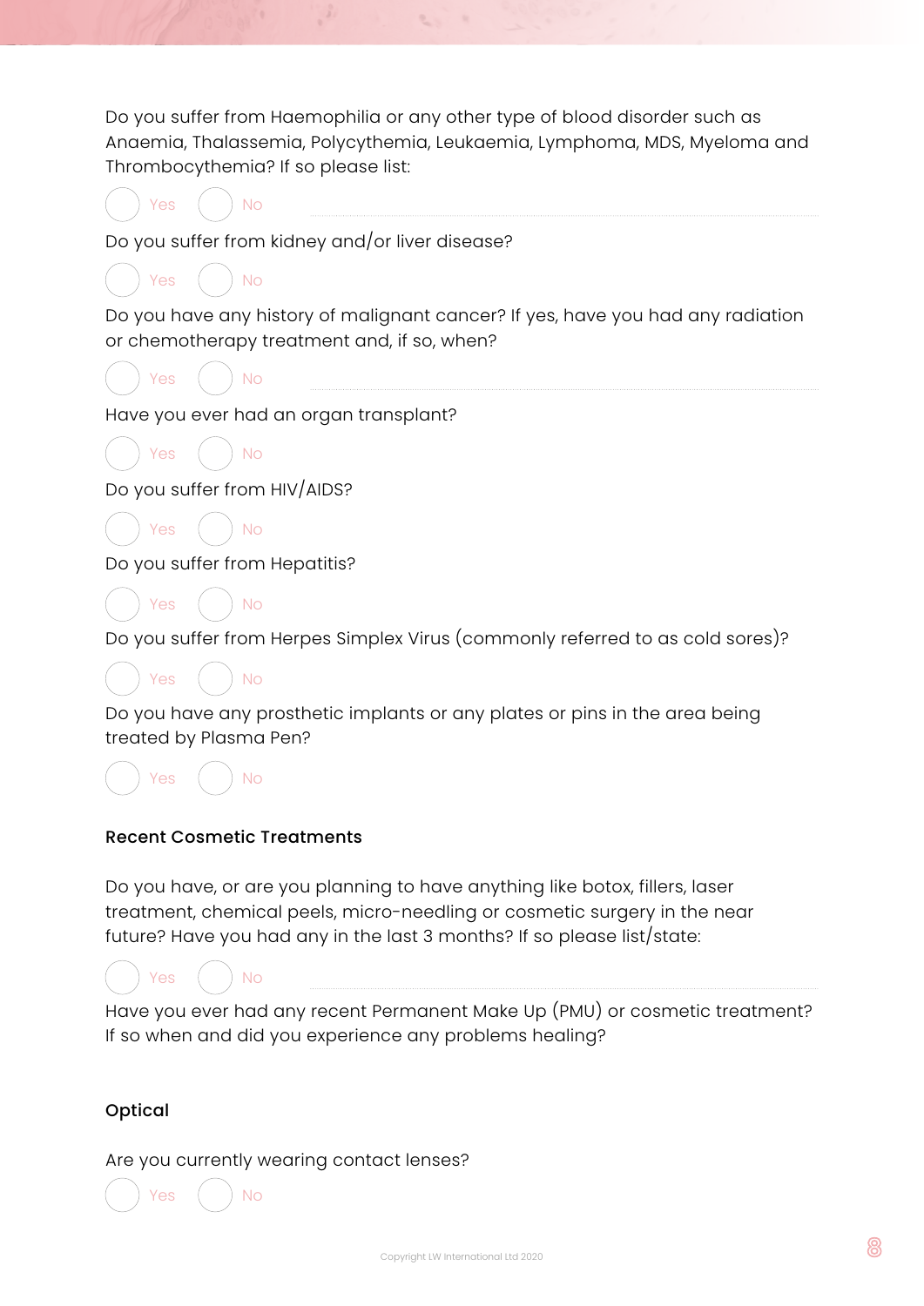Do you suffer from Haemophilia or any other type of blood disorder such as Anaemia, Thalassemia, Polycythemia, Leukaemia, Lymphoma, MDS, Myeloma and Thrombocythemia? If so please list:

( ) Yes ( ) No ..............................

Do you suffer from kidney and/or liver disease?

( ) Yes ( ) No

Do you have any history of malignant cancer? If yes, have you had any radiation or chemotherapy treatment and, if so, when?

( ) Yes ( ) No ..............................

Have you ever had an organ transplant?

( ) Yes ( ) No

Do you suffer from HIV/AIDS?

( ) Yes ( ) No

Do you suffer from Hepatitis?

( ) Yes ( ) No

Do you suffer from Herpes Simplex Virus (commonly referred to as cold sores)?

( ) Yes ( ) No

Do you have any prosthetic implants or any plates or pins in the area being treated by Plasma Pen?

( ) Yes ( ) No

### Recent Cosmetic Treatments

Do you have, or are you planning to have anything like botox, fillers, laser treatment, chemical peels, micro-needling or cosmetic surgery in the near future? Have you had any in the last 3 months? If so please list/state:

( ) Yes ( ) No ..............................

Have you ever had any recent Permanent Make Up (PMU) or cosmetic treatment? If so when and did you experience any problems healing?

### Optical

Are you currently wearing contact lenses?

( ) Yes ( ) No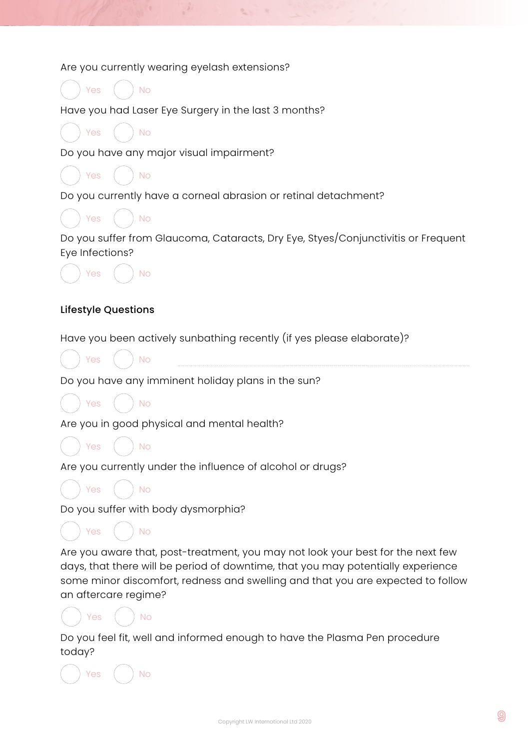Are you currently wearing eyelash extensions?

◯ Yes ◯ No

Have you had Laser Eye Surgery in the last 3 months?

◯ Yes ◯ No

Do you have any major visual impairment?

◯ Yes ◯ No

Do you currently have a corneal abrasion or retinal detachment?

◯ Yes ◯ No

Do you suffer from Glaucoma, Cataracts, Dry Eye, Styes/Conjunctivitis or Frequent Eye Infections?

◯ Yes ◯ No

**Lifestyle Questions**

Have you been actively sunbathing recently (if yes please elaborate)?

◯ Yes ◯ No ..............................................................................................

Do you have any imminent holiday plans in the sun?

◯ Yes ◯ No

Are you in good physical and mental health?

◯ Yes ◯ No

Are you currently under the influence of alcohol or drugs?

◯ Yes ◯ No

Do you suffer with body dysmorphia?

◯ Yes ◯ No

Are you aware that, post-treatment, you may not look your best for the next few days, that there will be period of downtime, that you may potentially experience some minor discomfort, redness and swelling and that you are expected to follow an aftercare regime?

◯ Yes ◯ No

Do you feel fit, well and informed enough to have the Plasma Pen procedure today?

◯ Yes ◯ No

Copyright LW International Ltd 2020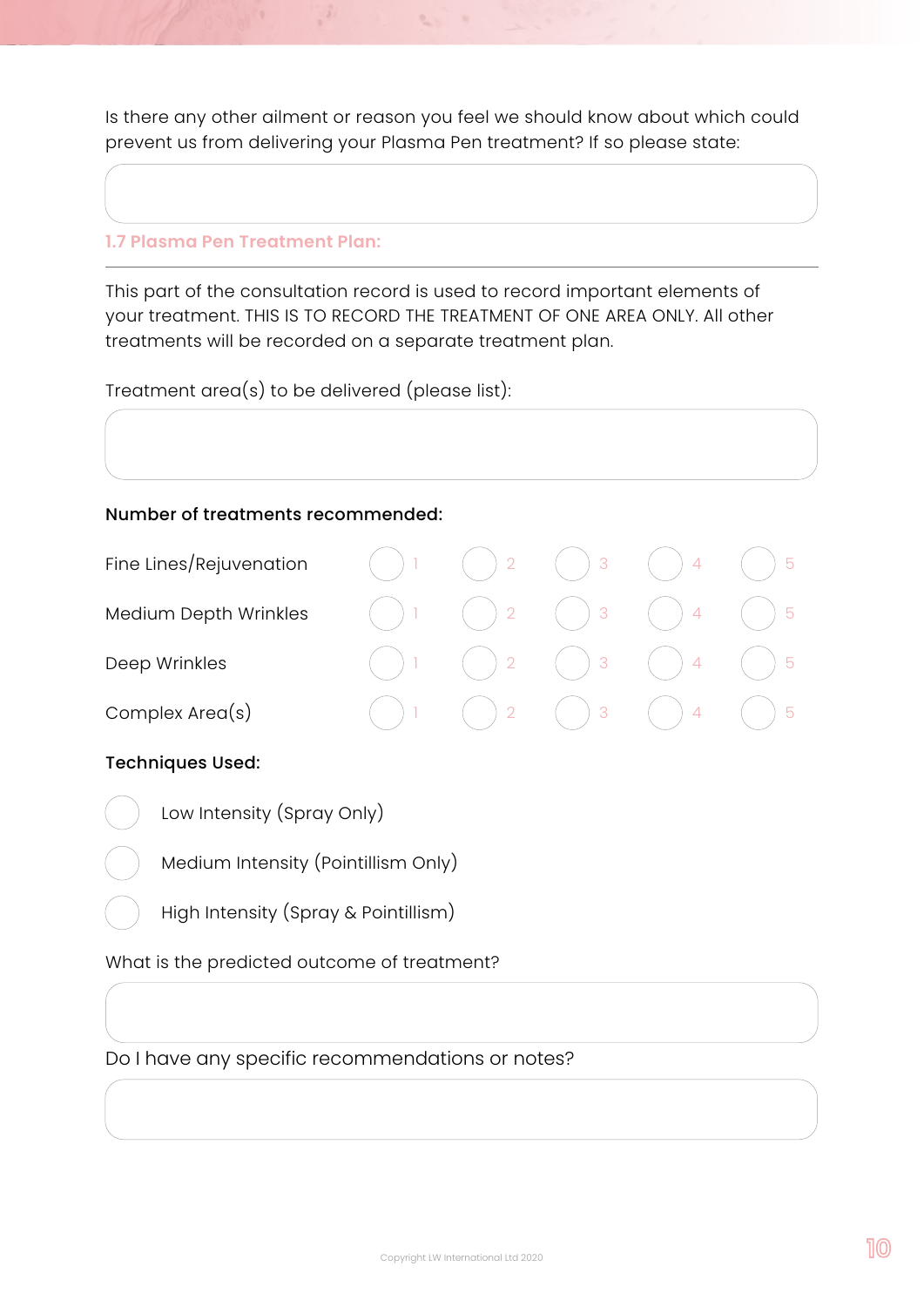Is there any other ailment or reason you feel we should know about which could prevent us from delivering your Plasma Pen treatment? If so please state:

## 1.7 Plasma Pen Treatment Plan:

This part of the consultation record is used to record important elements of your treatment. THIS IS TO RECORD THE TREATMENT OF ONE AREA ONLY. All other treatments will be recorded on a separate treatment plan.

Treatment area(s) to be delivered (please list):

**Number of treatments recommended:**

| | | | | | |
|---|---|---|---|---|---|
| Fine Lines/Rejuvenation | ○ 1 | ○ 2 | ○ 3 | ○ 4 | ○ 5 |
| Medium Depth Wrinkles | ○ 1 | ○ 2 | ○ 3 | ○ 4 | ○ 5 |
| Deep Wrinkles | ○ 1 | ○ 2 | ○ 3 | ○ 4 | ○ 5 |
| Complex Area(s) | ○ 1 | ○ 2 | ○ 3 | ○ 4 | ○ 5 |

**Techniques Used:**

- ○ Low Intensity (Spray Only)
- ○ Medium Intensity (Pointillism Only)
- ○ High Intensity (Spray & Pointillism)

What is the predicted outcome of treatment?

Do I have any specific recommendations or notes?

Copyright LW International Ltd 2020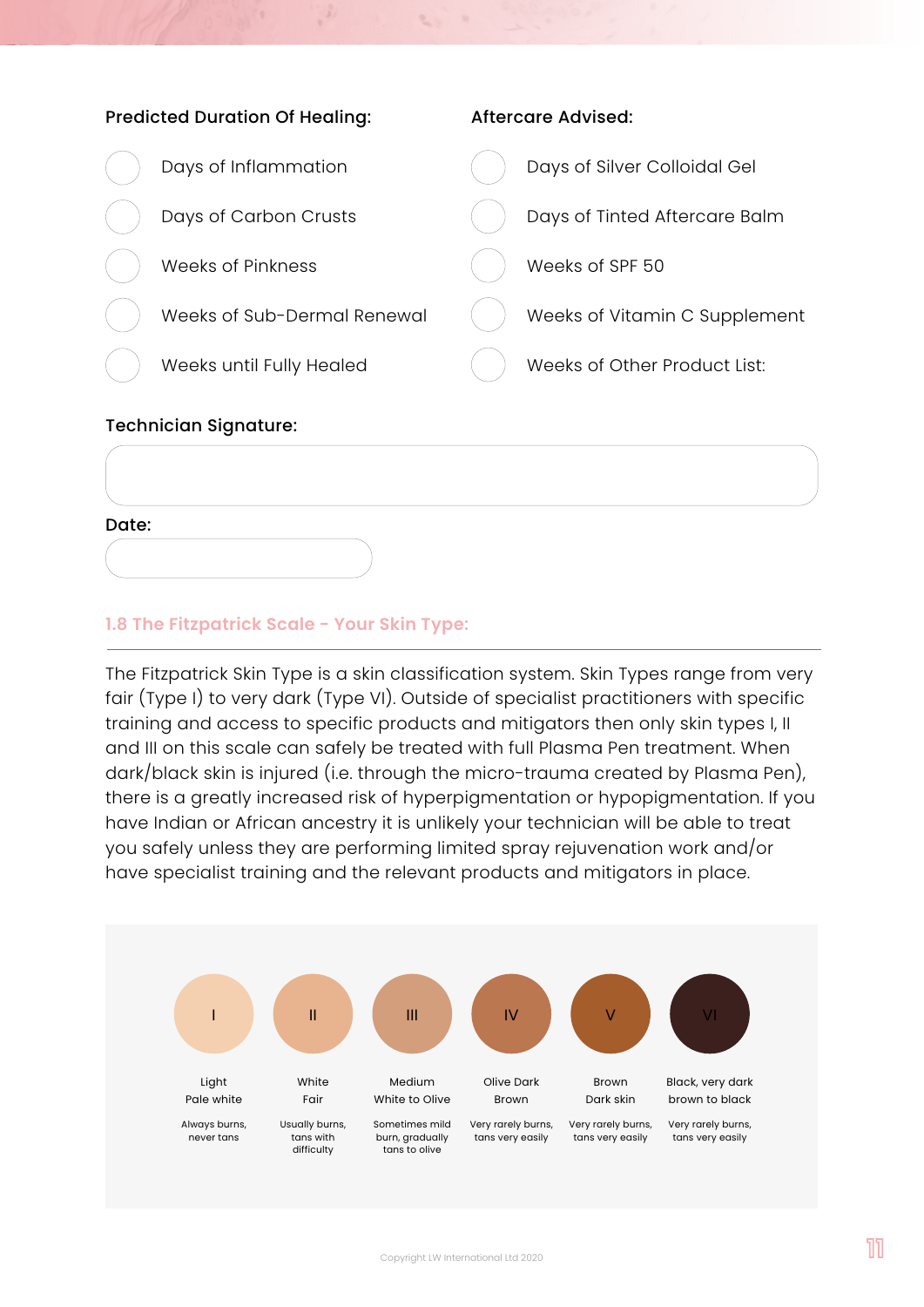**Predicted Duration Of Healing:**

- ◯ Days of Inflammation
- ◯ Days of Carbon Crusts
- ◯ Weeks of Pinkness
- ◯ Weeks of Sub-Dermal Renewal
- ◯ Weeks until Fully Healed

**Aftercare Advised:**

- ◯ Days of Silver Colloidal Gel
- ◯ Days of Tinted Aftercare Balm
- ◯ Weeks of SPF 50
- ◯ Weeks of Vitamin C Supplement
- ◯ Weeks of Other Product List:

**Technician Signature:**

**Date:**

## 1.8 The Fitzpatrick Scale - Your Skin Type:

The Fitzpatrick Skin Type is a skin classification system. Skin Types range from very fair (Type I) to very dark (Type VI). Outside of specialist practitioners with specific training and access to specific products and mitigators then only skin types I, II and III on this scale can safely be treated with full Plasma Pen treatment. When dark/black skin is injured (i.e. through the micro-trauma created by Plasma Pen), there is a greatly increased risk of hyperpigmentation or hypopigmentation. If you have Indian or African ancestry it is unlikely your technician will be able to treat you safely unless they are performing limited spray rejuvenation work and/or have specialist training and the relevant products and mitigators in place.

| I | II | III | IV | V | VI |
|---|---|---|---|---|---|
| Light Pale white | White Fair | Medium White to Olive | Olive Dark Brown | Brown Dark skin | Black, very dark brown to black |
| Always burns, never tans | Usually burns, tans with difficulty | Sometimes mild burn, gradually tans to olive | Very rarely burns, tans very easily | Very rarely burns, tans very easily | Very rarely burns, tans very easily |

Copyright LW International Ltd 2020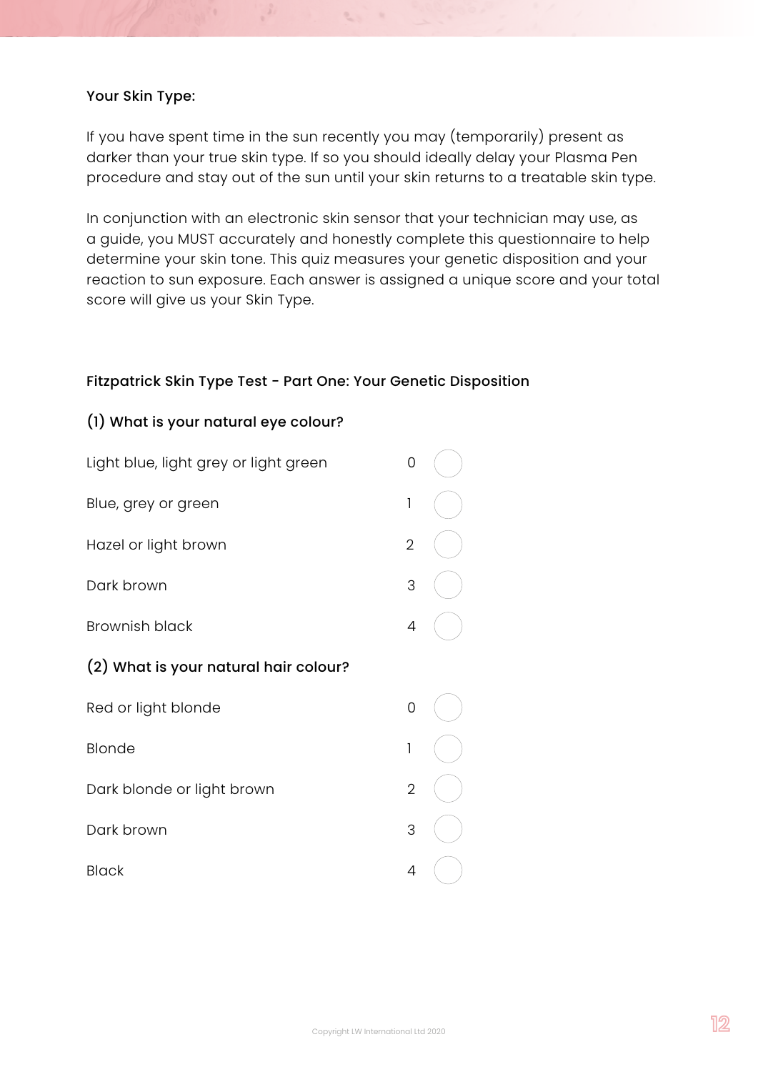**Your Skin Type:**

If you have spent time in the sun recently you may (temporarily) present as darker than your true skin type. If so you should ideally delay your Plasma Pen procedure and stay out of the sun until your skin returns to a treatable skin type.

In conjunction with an electronic skin sensor that your technician may use, as a guide, you MUST accurately and honestly complete this questionnaire to help determine your skin tone. This quiz measures your genetic disposition and your reaction to sun exposure. Each answer is assigned a unique score and your total score will give us your Skin Type.

**Fitzpatrick Skin Type Test - Part One: Your Genetic Disposition**

**(1) What is your natural eye colour?**

| Answer | Score | |
|---|---|---|
| Light blue, light grey or light green | 0 | ◯ |
| Blue, grey or green | 1 | ◯ |
| Hazel or light brown | 2 | ◯ |
| Dark brown | 3 | ◯ |
| Brownish black | 4 | ◯ |

**(2) What is your natural hair colour?**

| Answer | Score | |
|---|---|---|
| Red or light blonde | 0 | ◯ |
| Blonde | 1 | ◯ |
| Dark blonde or light brown | 2 | ◯ |
| Dark brown | 3 | ◯ |
| Black | 4 | ◯ |

Copyright LW International Ltd 2020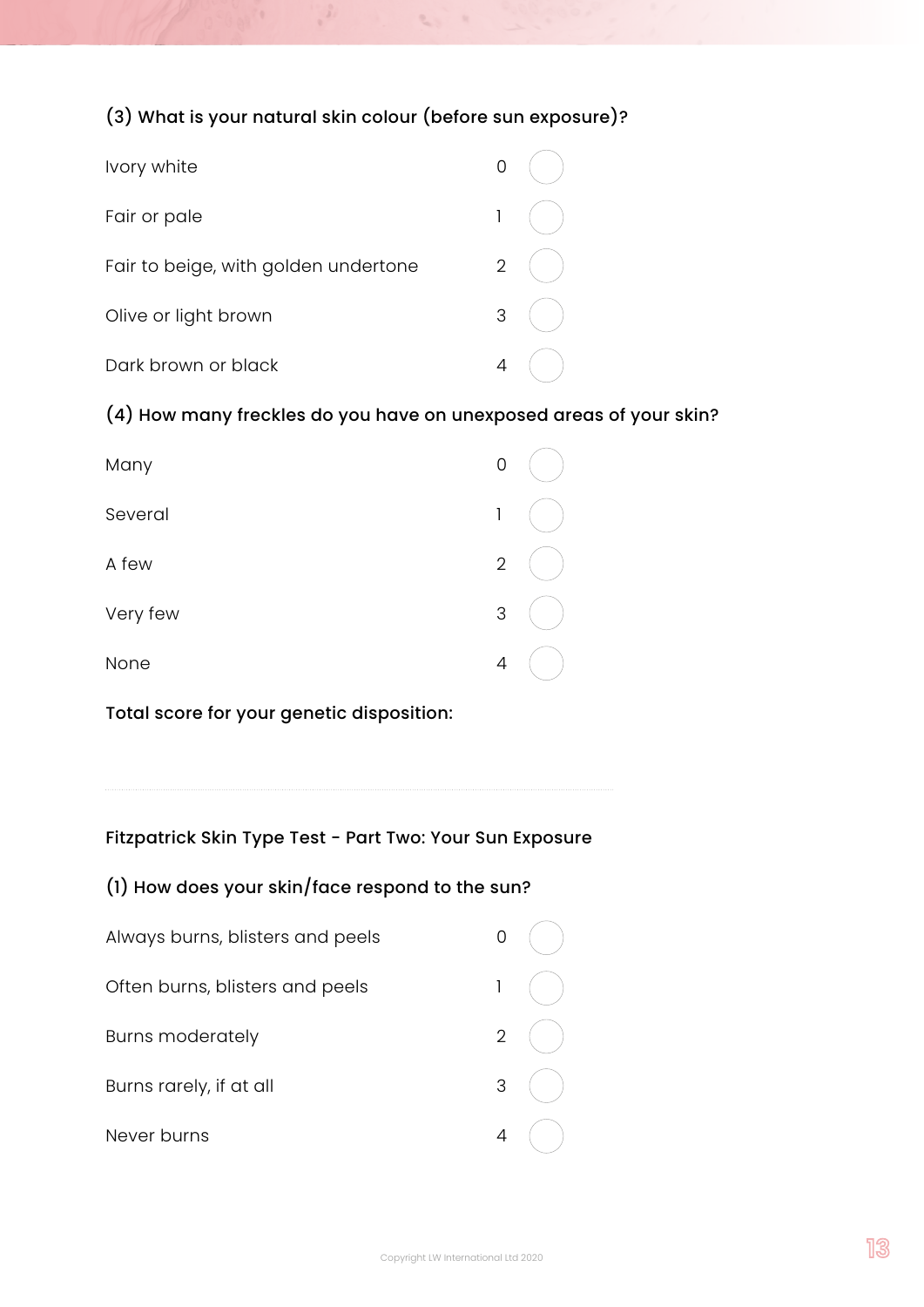### (3) What is your natural skin colour (before sun exposure)?

| | | |
|---|---|---|
| Ivory white | 0 | ◯ |
| Fair or pale | 1 | ◯ |
| Fair to beige, with golden undertone | 2 | ◯ |
| Olive or light brown | 3 | ◯ |
| Dark brown or black | 4 | ◯ |

### (4) How many freckles do you have on unexposed areas of your skin?

| | | |
|---|---|---|
| Many | 0 | ◯ |
| Several | 1 | ◯ |
| A few | 2 | ◯ |
| Very few | 3 | ◯ |
| None | 4 | ◯ |

**Total score for your genetic disposition:**

---

## Fitzpatrick Skin Type Test - Part Two: Your Sun Exposure

### (1) How does your skin/face respond to the sun?

| | | |
|---|---|---|
| Always burns, blisters and peels | 0 | ◯ |
| Often burns, blisters and peels | 1 | ◯ |
| Burns moderately | 2 | ◯ |
| Burns rarely, if at all | 3 | ◯ |
| Never burns | 4 | ◯ |

Copyright LW International Ltd 2020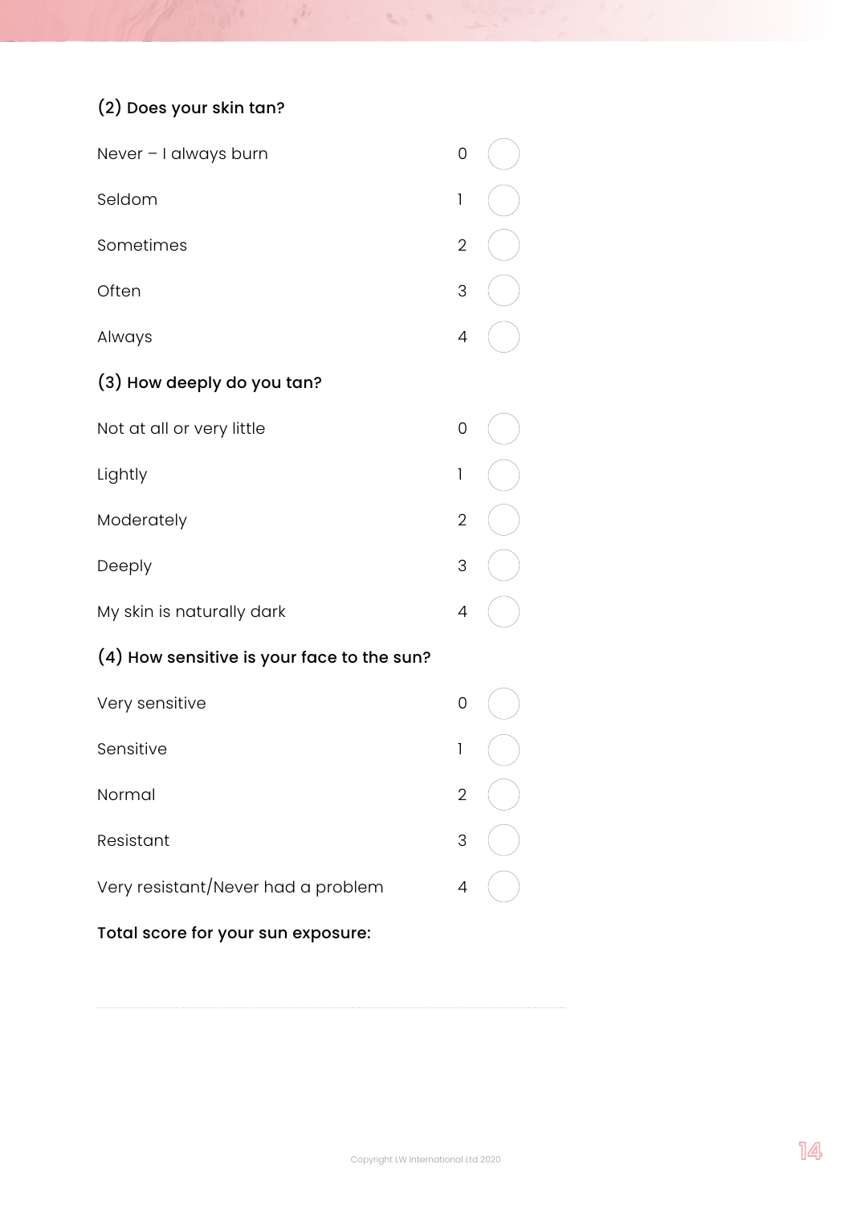### (2) Does your skin tan?

| | | |
|---|---|---|
| Never – I always burn | 0 | ○ |
| Seldom | 1 | ○ |
| Sometimes | 2 | ○ |
| Often | 3 | ○ |
| Always | 4 | ○ |

### (3) How deeply do you tan?

| | | |
|---|---|---|
| Not at all or very little | 0 | ○ |
| Lightly | 1 | ○ |
| Moderately | 2 | ○ |
| Deeply | 3 | ○ |
| My skin is naturally dark | 4 | ○ |

### (4) How sensitive is your face to the sun?

| | | |
|---|---|---|
| Very sensitive | 0 | ○ |
| Sensitive | 1 | ○ |
| Normal | 2 | ○ |
| Resistant | 3 | ○ |
| Very resistant/Never had a problem | 4 | ○ |

**Total score for your sun exposure:**

..............................................................................................................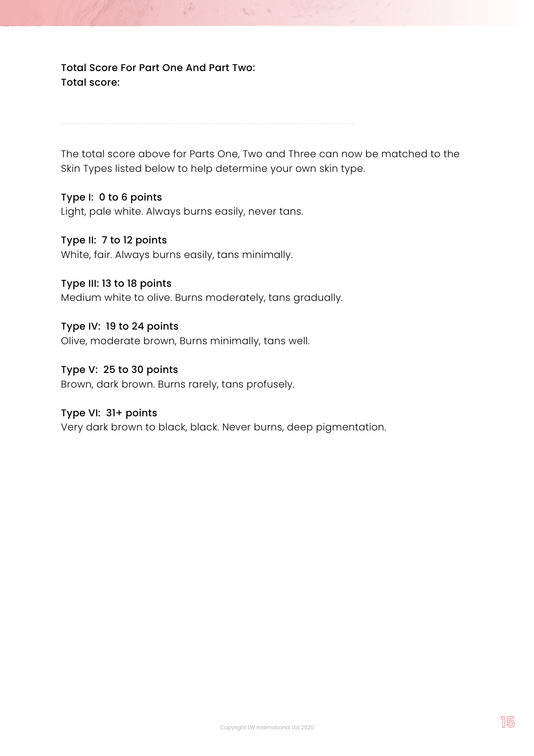**Total Score For Part One And Part Two:**
**Total score:**

---

The total score above for Parts One, Two and Three can now be matched to the Skin Types listed below to help determine your own skin type.

**Type I: 0 to 6 points**
Light, pale white. Always burns easily, never tans.

**Type II: 7 to 12 points**
White, fair. Always burns easily, tans minimally.

**Type III: 13 to 18 points**
Medium white to olive. Burns moderately, tans gradually.

**Type IV: 19 to 24 points**
Olive, moderate brown, Burns minimally, tans well.

**Type V: 25 to 30 points**
Brown, dark brown. Burns rarely, tans profusely.

**Type VI: 31+ points**
Very dark brown to black, black. Never burns, deep pigmentation.

Copyright LW International Ltd 2020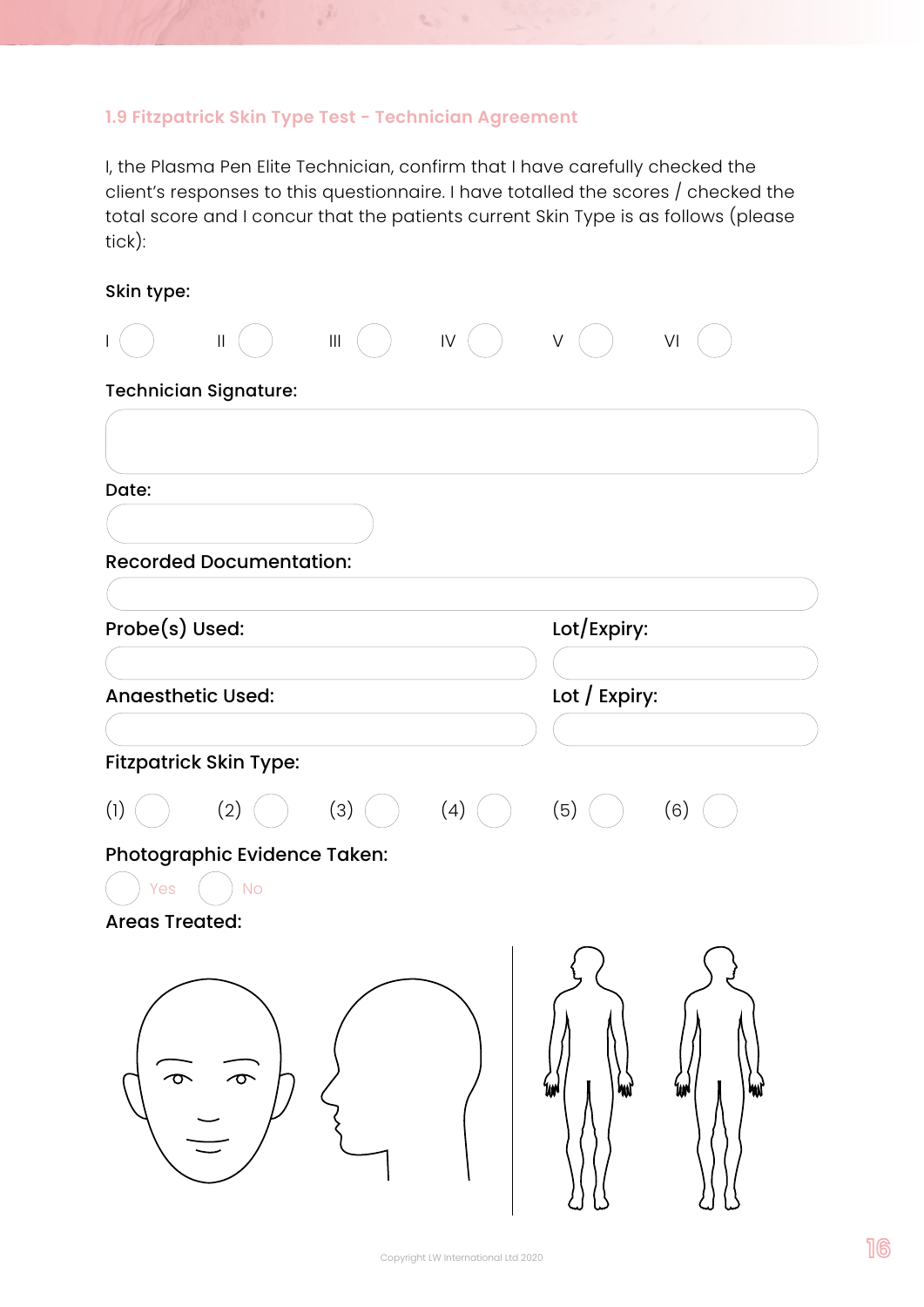## 1.9 Fitzpatrick Skin Type Test - Technician Agreement

I, the Plasma Pen Elite Technician, confirm that I have carefully checked the client's responses to this questionnaire. I have totalled the scores / checked the total score and I concur that the patients current Skin Type is as follows (please tick):

**Skin type:**

I ◯ II ◯ III ◯ IV ◯ V ◯ VI ◯

**Technician Signature:**

**Date:**

**Recorded Documentation:**

**Probe(s) Used:** **Lot/Expiry:**

**Anaesthetic Used:** **Lot / Expiry:**

**Fitzpatrick Skin Type:**

(1) ◯ (2) ◯ (3) ◯ (4) ◯ (5) ◯ (6) ◯

**Photographic Evidence Taken:**

◯ Yes ◯ No

**Areas Treated:**

Copyright LW International Ltd 2020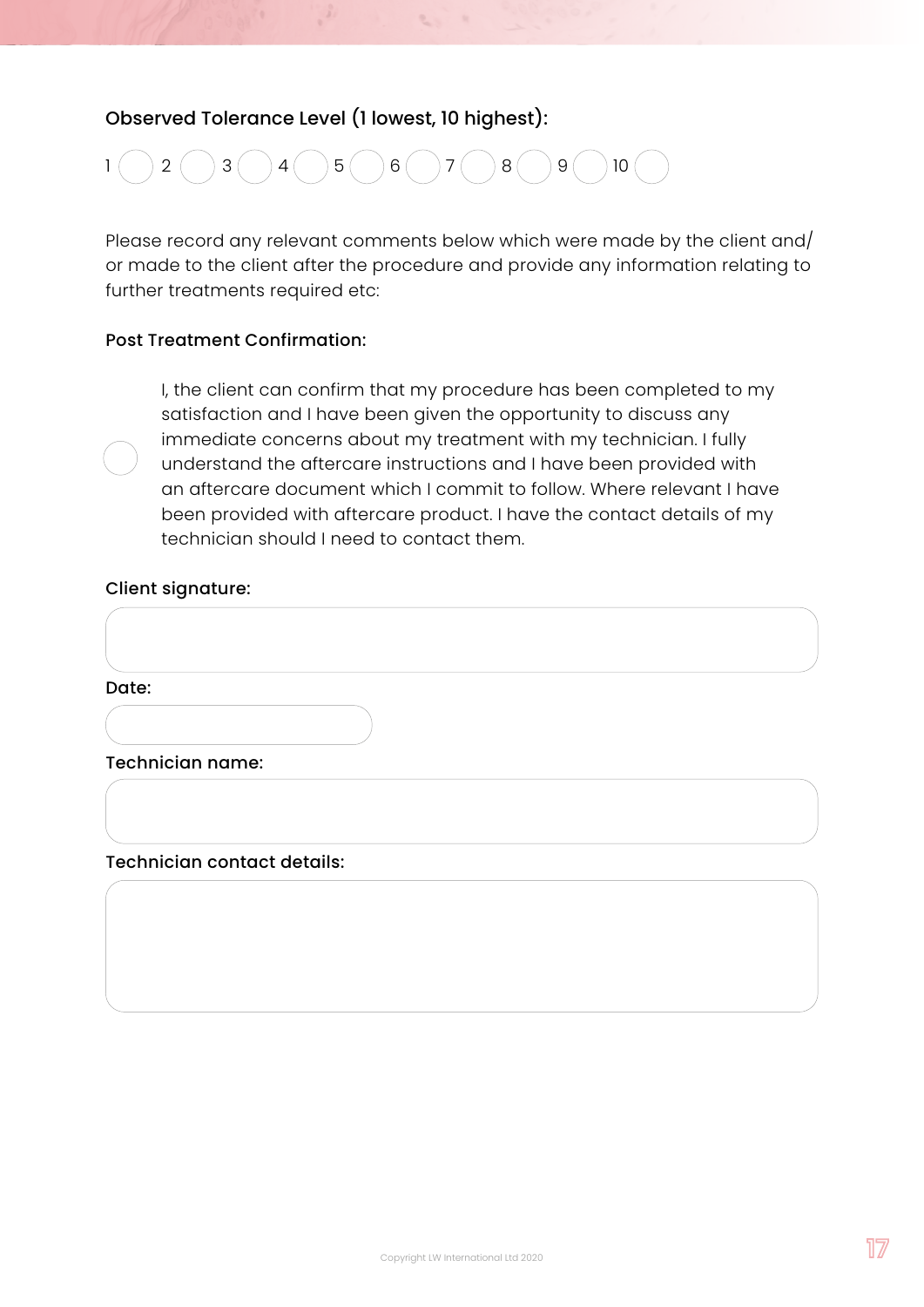**Observed Tolerance Level (1 lowest, 10 highest):**

1 ◯ 2 ◯ 3 ◯ 4 ◯ 5 ◯ 6 ◯ 7 ◯ 8 ◯ 9 ◯ 10 ◯

Please record any relevant comments below which were made by the client and/or made to the client after the procedure and provide any information relating to further treatments required etc:

**Post Treatment Confirmation:**

◯ I, the client can confirm that my procedure has been completed to my satisfaction and I have been given the opportunity to discuss any immediate concerns about my treatment with my technician. I fully understand the aftercare instructions and I have been provided with an aftercare document which I commit to follow. Where relevant I have been provided with aftercare product. I have the contact details of my technician should I need to contact them.

**Client signature:**

**Date:**

**Technician name:**

**Technician contact details:**

Copyright LW International Ltd 2020